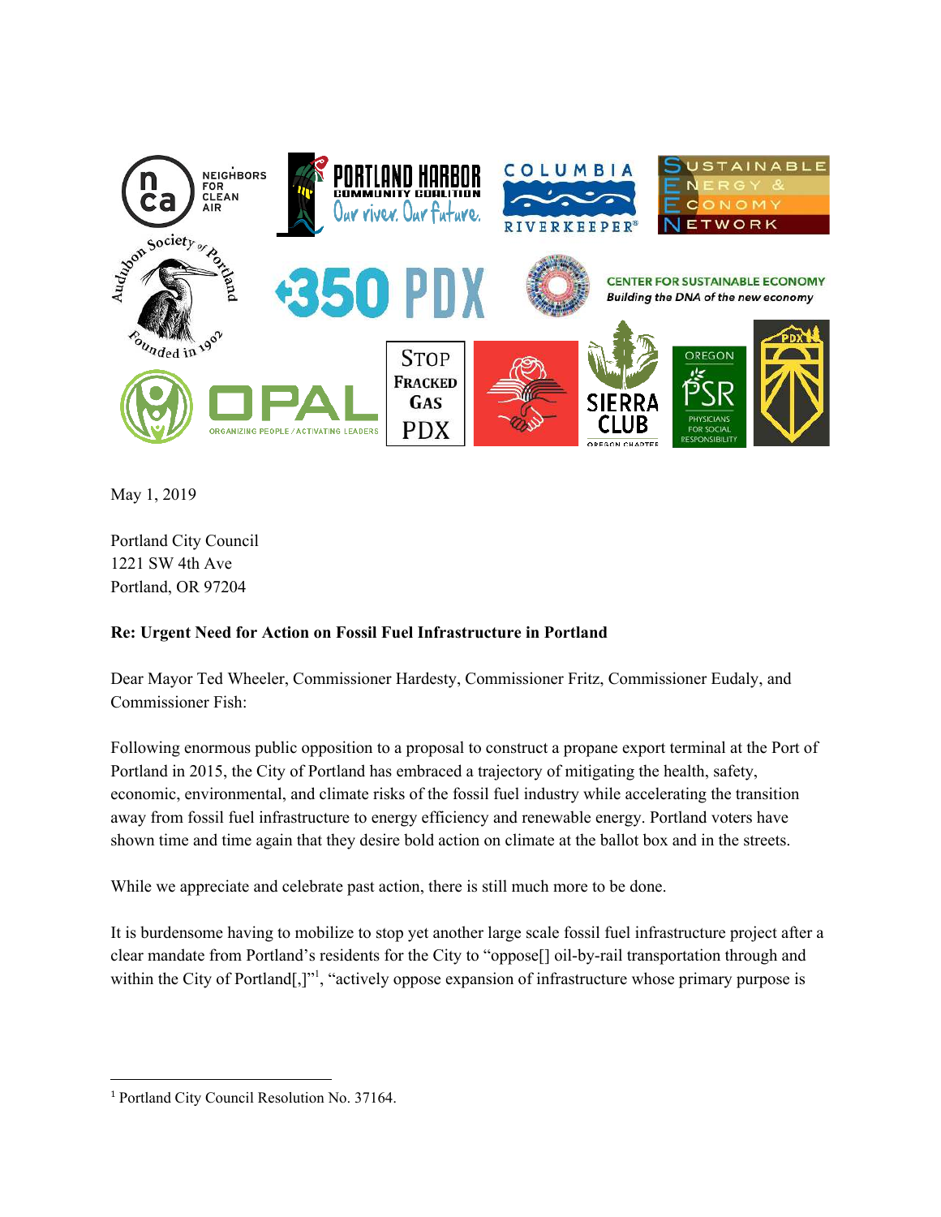May 1, 2019

Portland City Council
1221 SW 4th Ave
Portland, OR 97204

**Re: Urgent Need for Action on Fossil Fuel Infrastructure in Portland**

Dear Mayor Ted Wheeler, Commissioner Hardesty, Commissioner Fritz, Commissioner Eudaly, and Commissioner Fish:

Following enormous public opposition to a proposal to construct a propane export terminal at the Port of Portland in 2015, the City of Portland has embraced a trajectory of mitigating the health, safety, economic, environmental, and climate risks of the fossil fuel industry while accelerating the transition away from fossil fuel infrastructure to energy efficiency and renewable energy. Portland voters have shown time and time again that they desire bold action on climate at the ballot box and in the streets.

While we appreciate and celebrate past action, there is still much more to be done.

It is burdensome having to mobilize to stop yet another large scale fossil fuel infrastructure project after a clear mandate from Portland's residents for the City to "oppose[] oil-by-rail transportation through and within the City of Portland[,]"[1], "actively oppose expansion of infrastructure whose primary purpose is

[1] Portland City Council Resolution No. 37164.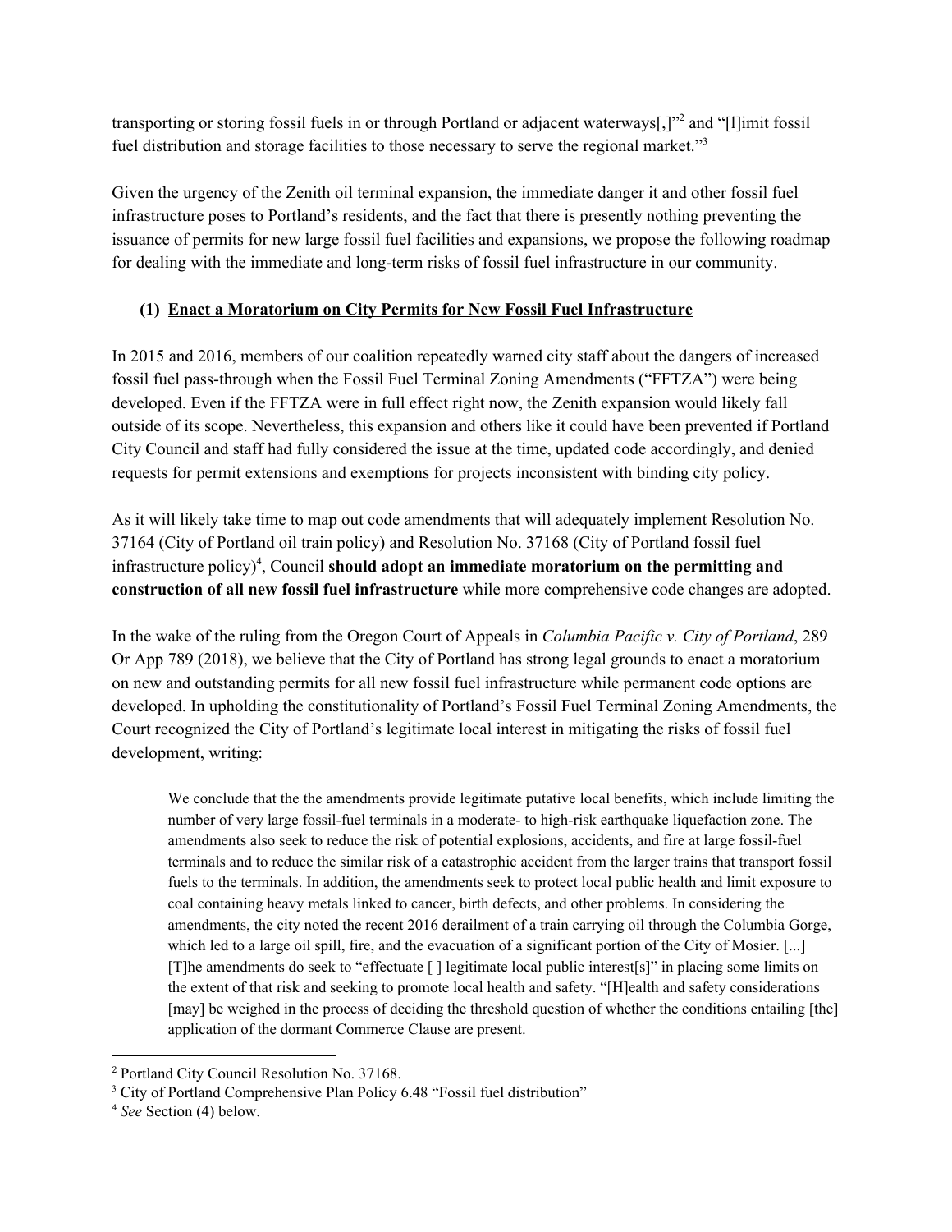transporting or storing fossil fuels in or through Portland or adjacent waterways[,]"[2] and "[l]imit fossil fuel distribution and storage facilities to those necessary to serve the regional market."[3]

Given the urgency of the Zenith oil terminal expansion, the immediate danger it and other fossil fuel infrastructure poses to Portland's residents, and the fact that there is presently nothing preventing the issuance of permits for new large fossil fuel facilities and expansions, we propose the following roadmap for dealing with the immediate and long-term risks of fossil fuel infrastructure in our community.

## (1) Enact a Moratorium on City Permits for New Fossil Fuel Infrastructure

In 2015 and 2016, members of our coalition repeatedly warned city staff about the dangers of increased fossil fuel pass-through when the Fossil Fuel Terminal Zoning Amendments ("FFTZA") were being developed. Even if the FFTZA were in full effect right now, the Zenith expansion would likely fall outside of its scope. Nevertheless, this expansion and others like it could have been prevented if Portland City Council and staff had fully considered the issue at the time, updated code accordingly, and denied requests for permit extensions and exemptions for projects inconsistent with binding city policy.

As it will likely take time to map out code amendments that will adequately implement Resolution No. 37164 (City of Portland oil train policy) and Resolution No. 37168 (City of Portland fossil fuel infrastructure policy)[4], Council **should adopt an immediate moratorium on the permitting and construction of all new fossil fuel infrastructure** while more comprehensive code changes are adopted.

In the wake of the ruling from the Oregon Court of Appeals in *Columbia Pacific v. City of Portland*, 289 Or App 789 (2018), we believe that the City of Portland has strong legal grounds to enact a moratorium on new and outstanding permits for all new fossil fuel infrastructure while permanent code options are developed. In upholding the constitutionality of Portland's Fossil Fuel Terminal Zoning Amendments, the Court recognized the City of Portland's legitimate local interest in mitigating the risks of fossil fuel development, writing:

> We conclude that the the amendments provide legitimate putative local benefits, which include limiting the number of very large fossil-fuel terminals in a moderate- to high-risk earthquake liquefaction zone. The amendments also seek to reduce the risk of potential explosions, accidents, and fire at large fossil-fuel terminals and to reduce the similar risk of a catastrophic accident from the larger trains that transport fossil fuels to the terminals. In addition, the amendments seek to protect local public health and limit exposure to coal containing heavy metals linked to cancer, birth defects, and other problems. In considering the amendments, the city noted the recent 2016 derailment of a train carrying oil through the Columbia Gorge, which led to a large oil spill, fire, and the evacuation of a significant portion of the City of Mosier. [...] [T]he amendments do seek to "effectuate [ ] legitimate local public interest[s]" in placing some limits on the extent of that risk and seeking to promote local health and safety. "[H]ealth and safety considerations [may] be weighed in the process of deciding the threshold question of whether the conditions entailing [the] application of the dormant Commerce Clause are present.

---

[2] Portland City Council Resolution No. 37168.

[3] City of Portland Comprehensive Plan Policy 6.48 "Fossil fuel distribution"

[4] *See* Section (4) below.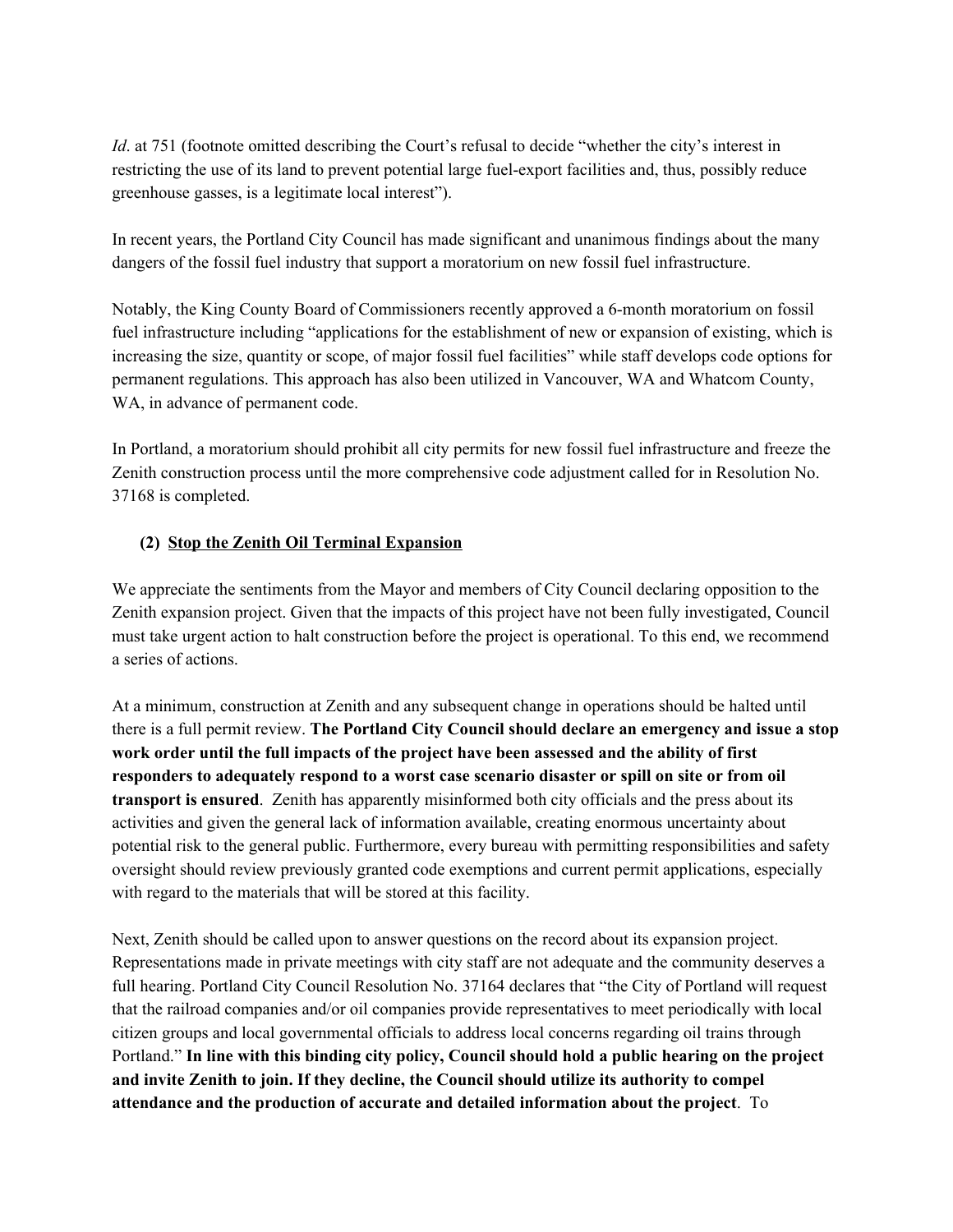*Id*. at 751 (footnote omitted describing the Court's refusal to decide "whether the city's interest in restricting the use of its land to prevent potential large fuel-export facilities and, thus, possibly reduce greenhouse gasses, is a legitimate local interest").

In recent years, the Portland City Council has made significant and unanimous findings about the many dangers of the fossil fuel industry that support a moratorium on new fossil fuel infrastructure.

Notably, the King County Board of Commissioners recently approved a 6-month moratorium on fossil fuel infrastructure including "applications for the establishment of new or expansion of existing, which is increasing the size, quantity or scope, of major fossil fuel facilities" while staff develops code options for permanent regulations. This approach has also been utilized in Vancouver, WA and Whatcom County, WA, in advance of permanent code.

In Portland, a moratorium should prohibit all city permits for new fossil fuel infrastructure and freeze the Zenith construction process until the more comprehensive code adjustment called for in Resolution No. 37168 is completed.

### (2) Stop the Zenith Oil Terminal Expansion

We appreciate the sentiments from the Mayor and members of City Council declaring opposition to the Zenith expansion project. Given that the impacts of this project have not been fully investigated, Council must take urgent action to halt construction before the project is operational. To this end, we recommend a series of actions.

At a minimum, construction at Zenith and any subsequent change in operations should be halted until there is a full permit review. **The Portland City Council should declare an emergency and issue a stop work order until the full impacts of the project have been assessed and the ability of first responders to adequately respond to a worst case scenario disaster or spill on site or from oil transport is ensured**. Zenith has apparently misinformed both city officials and the press about its activities and given the general lack of information available, creating enormous uncertainty about potential risk to the general public. Furthermore, every bureau with permitting responsibilities and safety oversight should review previously granted code exemptions and current permit applications, especially with regard to the materials that will be stored at this facility.

Next, Zenith should be called upon to answer questions on the record about its expansion project. Representations made in private meetings with city staff are not adequate and the community deserves a full hearing. Portland City Council Resolution No. 37164 declares that "the City of Portland will request that the railroad companies and/or oil companies provide representatives to meet periodically with local citizen groups and local governmental officials to address local concerns regarding oil trains through Portland." **In line with this binding city policy, Council should hold a public hearing on the project and invite Zenith to join. If they decline, the Council should utilize its authority to compel attendance and the production of accurate and detailed information about the project**. To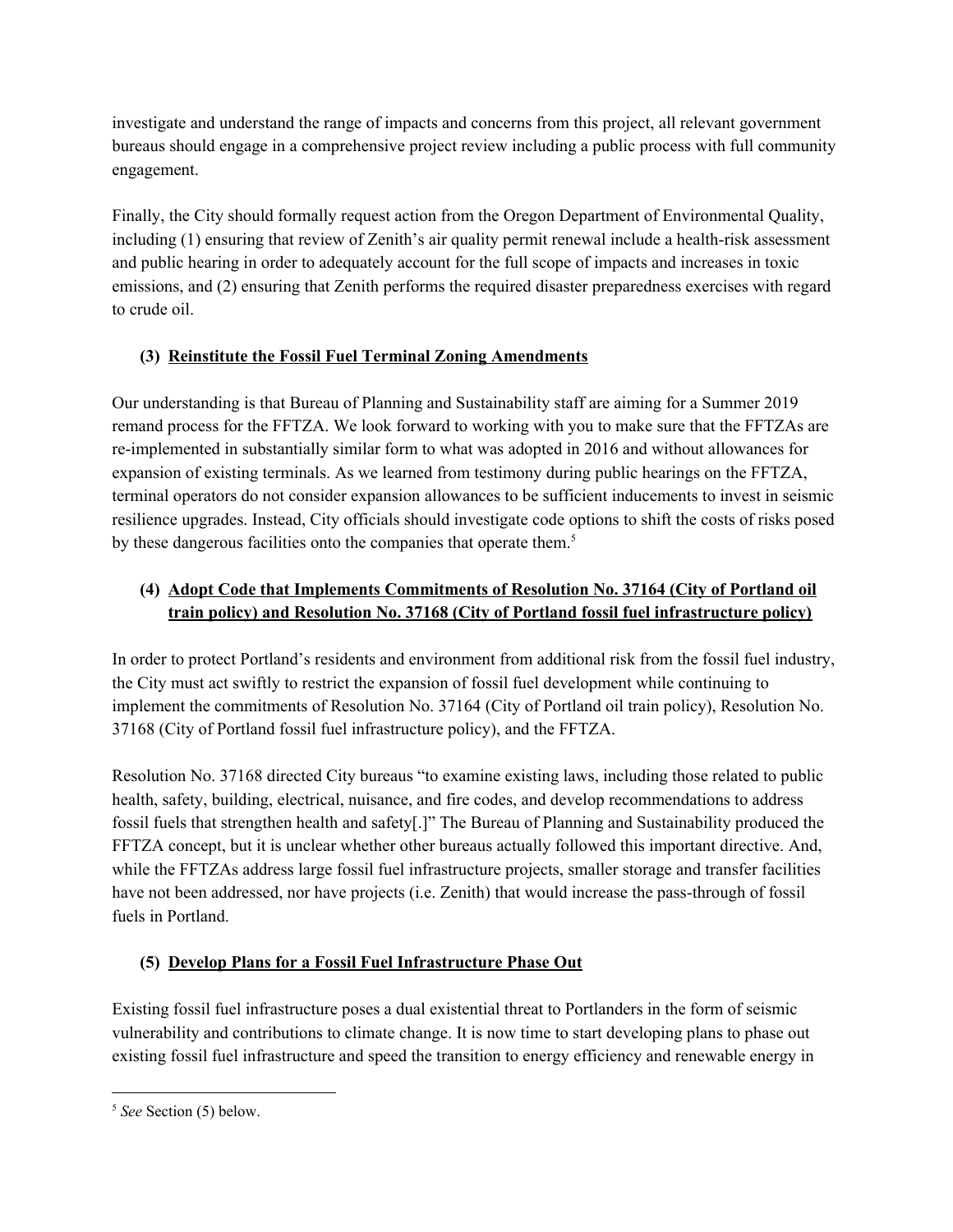investigate and understand the range of impacts and concerns from this project, all relevant government bureaus should engage in a comprehensive project review including a public process with full community engagement.

Finally, the City should formally request action from the Oregon Department of Environmental Quality, including (1) ensuring that review of Zenith's air quality permit renewal include a health-risk assessment and public hearing in order to adequately account for the full scope of impacts and increases in toxic emissions, and (2) ensuring that Zenith performs the required disaster preparedness exercises with regard to crude oil.

### (3) Reinstitute the Fossil Fuel Terminal Zoning Amendments

Our understanding is that Bureau of Planning and Sustainability staff are aiming for a Summer 2019 remand process for the FFTZA. We look forward to working with you to make sure that the FFTZAs are re-implemented in substantially similar form to what was adopted in 2016 and without allowances for expansion of existing terminals. As we learned from testimony during public hearings on the FFTZA, terminal operators do not consider expansion allowances to be sufficient inducements to invest in seismic resilience upgrades. Instead, City officials should investigate code options to shift the costs of risks posed by these dangerous facilities onto the companies that operate them.[5]

### (4) Adopt Code that Implements Commitments of Resolution No. 37164 (City of Portland oil train policy) and Resolution No. 37168 (City of Portland fossil fuel infrastructure policy)

In order to protect Portland's residents and environment from additional risk from the fossil fuel industry, the City must act swiftly to restrict the expansion of fossil fuel development while continuing to implement the commitments of Resolution No. 37164 (City of Portland oil train policy), Resolution No. 37168 (City of Portland fossil fuel infrastructure policy), and the FFTZA.

Resolution No. 37168 directed City bureaus "to examine existing laws, including those related to public health, safety, building, electrical, nuisance, and fire codes, and develop recommendations to address fossil fuels that strengthen health and safety[.]" The Bureau of Planning and Sustainability produced the FFTZA concept, but it is unclear whether other bureaus actually followed this important directive. And, while the FFTZAs address large fossil fuel infrastructure projects, smaller storage and transfer facilities have not been addressed, nor have projects (i.e. Zenith) that would increase the pass-through of fossil fuels in Portland.

### (5) Develop Plans for a Fossil Fuel Infrastructure Phase Out

Existing fossil fuel infrastructure poses a dual existential threat to Portlanders in the form of seismic vulnerability and contributions to climate change. It is now time to start developing plans to phase out existing fossil fuel infrastructure and speed the transition to energy efficiency and renewable energy in

---

[5] *See* Section (5) below.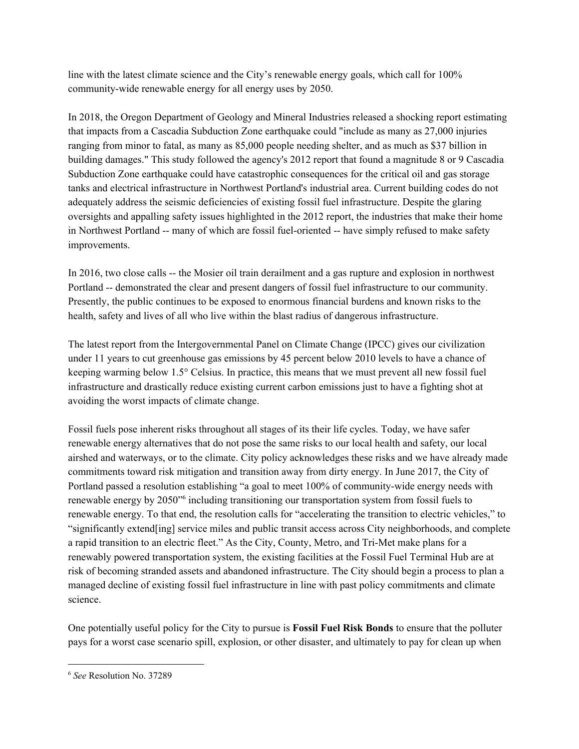line with the latest climate science and the City's renewable energy goals, which call for 100% community-wide renewable energy for all energy uses by 2050.

In 2018, the Oregon Department of Geology and Mineral Industries released a shocking report estimating that impacts from a Cascadia Subduction Zone earthquake could "include as many as 27,000 injuries ranging from minor to fatal, as many as 85,000 people needing shelter, and as much as $37 billion in building damages." This study followed the agency's 2012 report that found a magnitude 8 or 9 Cascadia Subduction Zone earthquake could have catastrophic consequences for the critical oil and gas storage tanks and electrical infrastructure in Northwest Portland's industrial area. Current building codes do not adequately address the seismic deficiencies of existing fossil fuel infrastructure. Despite the glaring oversights and appalling safety issues highlighted in the 2012 report, the industries that make their home in Northwest Portland -- many of which are fossil fuel-oriented -- have simply refused to make safety improvements.

In 2016, two close calls -- the Mosier oil train derailment and a gas rupture and explosion in northwest Portland -- demonstrated the clear and present dangers of fossil fuel infrastructure to our community. Presently, the public continues to be exposed to enormous financial burdens and known risks to the health, safety and lives of all who live within the blast radius of dangerous infrastructure.

The latest report from the Intergovernmental Panel on Climate Change (IPCC) gives our civilization under 11 years to cut greenhouse gas emissions by 45 percent below 2010 levels to have a chance of keeping warming below 1.5° Celsius. In practice, this means that we must prevent all new fossil fuel infrastructure and drastically reduce existing current carbon emissions just to have a fighting shot at avoiding the worst impacts of climate change.

Fossil fuels pose inherent risks throughout all stages of its their life cycles. Today, we have safer renewable energy alternatives that do not pose the same risks to our local health and safety, our local airshed and waterways, or to the climate. City policy acknowledges these risks and we have already made commitments toward risk mitigation and transition away from dirty energy. In June 2017, the City of Portland passed a resolution establishing "a goal to meet 100% of community-wide energy needs with renewable energy by 2050"[6] including transitioning our transportation system from fossil fuels to renewable energy. To that end, the resolution calls for "accelerating the transition to electric vehicles," to "significantly extend[ing] service miles and public transit access across City neighborhoods, and complete a rapid transition to an electric fleet." As the City, County, Metro, and Tri-Met make plans for a renewably powered transportation system, the existing facilities at the Fossil Fuel Terminal Hub are at risk of becoming stranded assets and abandoned infrastructure. The City should begin a process to plan a managed decline of existing fossil fuel infrastructure in line with past policy commitments and climate science.

One potentially useful policy for the City to pursue is **Fossil Fuel Risk Bonds** to ensure that the polluter pays for a worst case scenario spill, explosion, or other disaster, and ultimately to pay for clean up when

[6] *See* Resolution No. 37289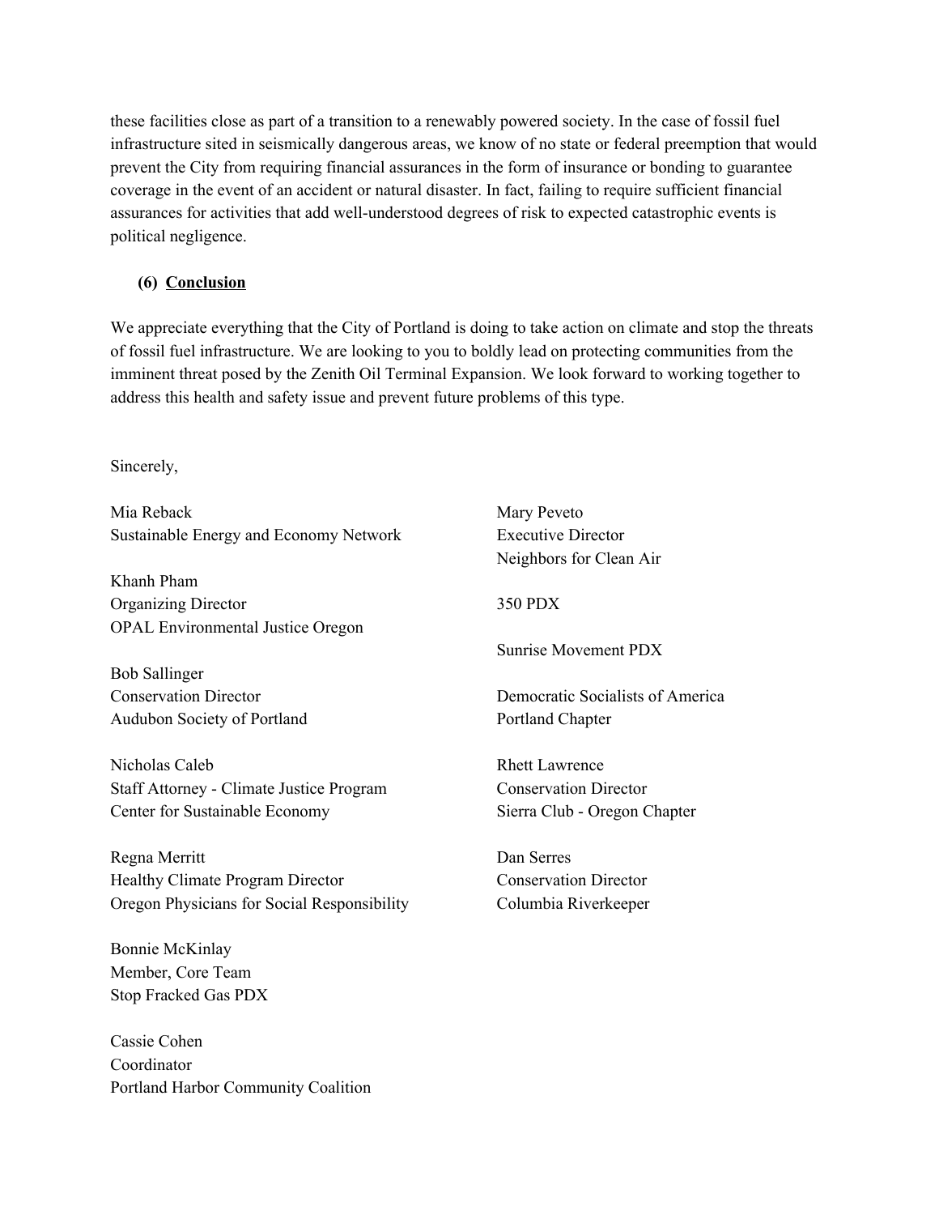these facilities close as part of a transition to a renewably powered society. In the case of fossil fuel infrastructure sited in seismically dangerous areas, we know of no state or federal preemption that would prevent the City from requiring financial assurances in the form of insurance or bonding to guarantee coverage in the event of an accident or natural disaster. In fact, failing to require sufficient financial assurances for activities that add well-understood degrees of risk to expected catastrophic events is political negligence.

## (6) Conclusion

We appreciate everything that the City of Portland is doing to take action on climate and stop the threats of fossil fuel infrastructure. We are looking to you to boldly lead on protecting communities from the imminent threat posed by the Zenith Oil Terminal Expansion. We look forward to working together to address this health and safety issue and prevent future problems of this type.

Sincerely,

Mia Reback
Sustainable Energy and Economy Network

Khanh Pham
Organizing Director
OPAL Environmental Justice Oregon

Bob Sallinger
Conservation Director
Audubon Society of Portland

Nicholas Caleb
Staff Attorney - Climate Justice Program
Center for Sustainable Economy

Regna Merritt
Healthy Climate Program Director
Oregon Physicians for Social Responsibility

Bonnie McKinlay
Member, Core Team
Stop Fracked Gas PDX

Cassie Cohen
Coordinator
Portland Harbor Community Coalition

Mary Peveto
Executive Director
Neighbors for Clean Air

350 PDX

Sunrise Movement PDX

Democratic Socialists of America
Portland Chapter

Rhett Lawrence
Conservation Director
Sierra Club - Oregon Chapter

Dan Serres
Conservation Director
Columbia Riverkeeper